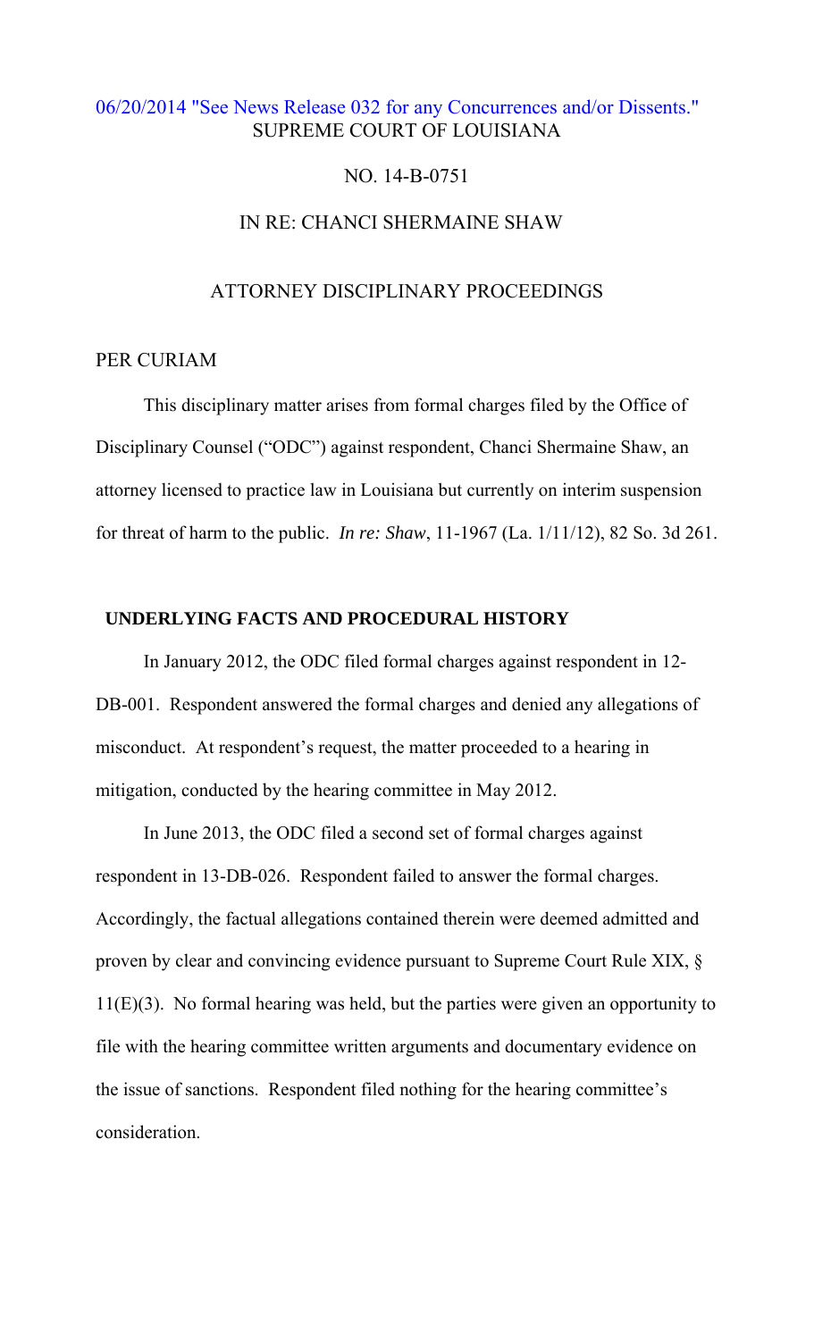06/20/2014 "See News Release 032 for any Concurrences and/or Dissents."

SUPREME COURT OF LOUISIANA

NO. 14-B-0751

IN RE: CHANCI SHERMAINE SHAW

ATTORNEY DISCIPLINARY PROCEEDINGS

PER CURIAM

This disciplinary matter arises from formal charges filed by the Office of Disciplinary Counsel ("ODC") against respondent, Chanci Shermaine Shaw, an attorney licensed to practice law in Louisiana but currently on interim suspension for threat of harm to the public. *In re: Shaw*, 11-1967 (La. 1/11/12), 82 So. 3d 261.

## UNDERLYING FACTS AND PROCEDURAL HISTORY

In January 2012, the ODC filed formal charges against respondent in 12-DB-001. Respondent answered the formal charges and denied any allegations of misconduct. At respondent's request, the matter proceeded to a hearing in mitigation, conducted by the hearing committee in May 2012.

In June 2013, the ODC filed a second set of formal charges against respondent in 13-DB-026. Respondent failed to answer the formal charges. Accordingly, the factual allegations contained therein were deemed admitted and proven by clear and convincing evidence pursuant to Supreme Court Rule XIX, § 11(E)(3). No formal hearing was held, but the parties were given an opportunity to file with the hearing committee written arguments and documentary evidence on the issue of sanctions. Respondent filed nothing for the hearing committee's consideration.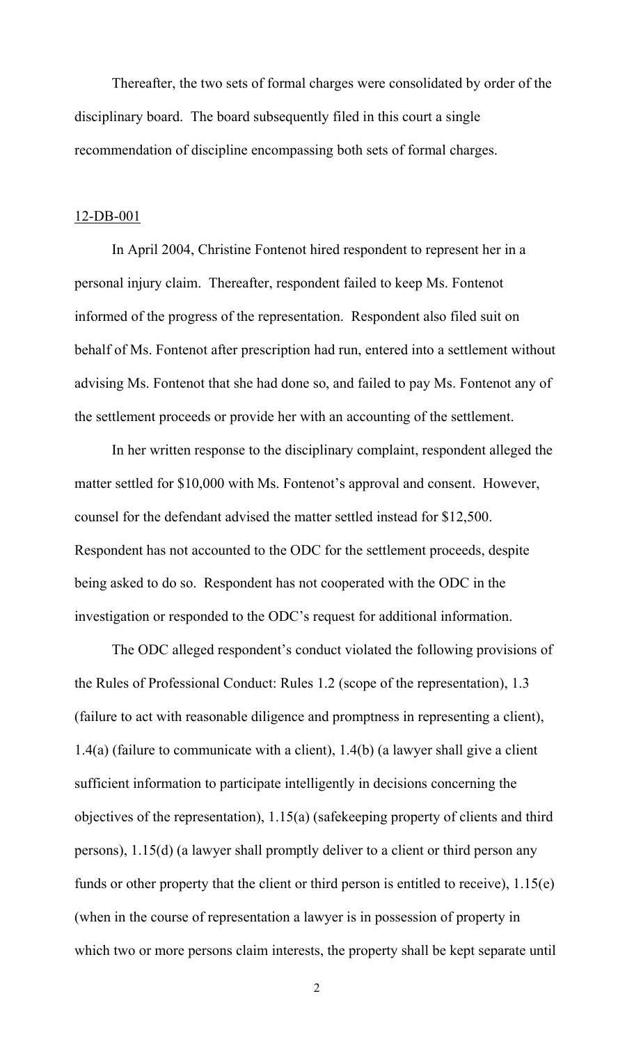Thereafter, the two sets of formal charges were consolidated by order of the disciplinary board. The board subsequently filed in this court a single recommendation of discipline encompassing both sets of formal charges.

## 12-DB-001

In April 2004, Christine Fontenot hired respondent to represent her in a personal injury claim. Thereafter, respondent failed to keep Ms. Fontenot informed of the progress of the representation. Respondent also filed suit on behalf of Ms. Fontenot after prescription had run, entered into a settlement without advising Ms. Fontenot that she had done so, and failed to pay Ms. Fontenot any of the settlement proceeds or provide her with an accounting of the settlement.

In her written response to the disciplinary complaint, respondent alleged the matter settled for $10,000 with Ms. Fontenot's approval and consent. However, counsel for the defendant advised the matter settled instead for $12,500. Respondent has not accounted to the ODC for the settlement proceeds, despite being asked to do so. Respondent has not cooperated with the ODC in the investigation or responded to the ODC's request for additional information.

The ODC alleged respondent's conduct violated the following provisions of the Rules of Professional Conduct: Rules 1.2 (scope of the representation), 1.3 (failure to act with reasonable diligence and promptness in representing a client), 1.4(a) (failure to communicate with a client), 1.4(b) (a lawyer shall give a client sufficient information to participate intelligently in decisions concerning the objectives of the representation), 1.15(a) (safekeeping property of clients and third persons), 1.15(d) (a lawyer shall promptly deliver to a client or third person any funds or other property that the client or third person is entitled to receive), 1.15(e) (when in the course of representation a lawyer is in possession of property in which two or more persons claim interests, the property shall be kept separate until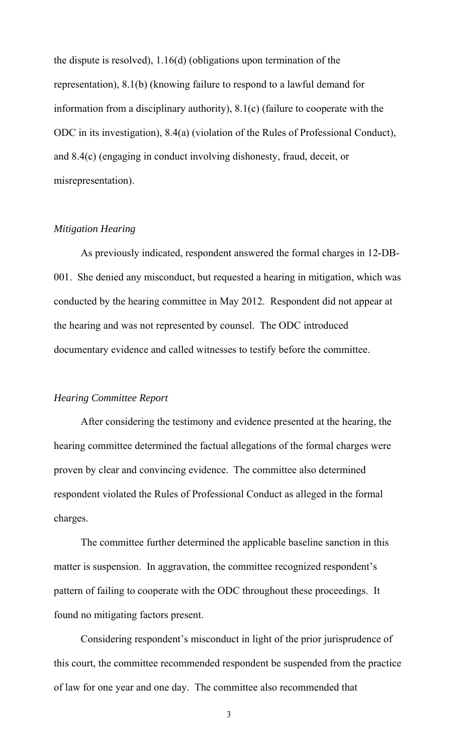the dispute is resolved), 1.16(d) (obligations upon termination of the representation), 8.1(b) (knowing failure to respond to a lawful demand for information from a disciplinary authority), 8.1(c) (failure to cooperate with the ODC in its investigation), 8.4(a) (violation of the Rules of Professional Conduct), and 8.4(c) (engaging in conduct involving dishonesty, fraud, deceit, or misrepresentation).

*Mitigation Hearing*

As previously indicated, respondent answered the formal charges in 12-DB-001. She denied any misconduct, but requested a hearing in mitigation, which was conducted by the hearing committee in May 2012. Respondent did not appear at the hearing and was not represented by counsel. The ODC introduced documentary evidence and called witnesses to testify before the committee.

*Hearing Committee Report*

After considering the testimony and evidence presented at the hearing, the hearing committee determined the factual allegations of the formal charges were proven by clear and convincing evidence. The committee also determined respondent violated the Rules of Professional Conduct as alleged in the formal charges.

The committee further determined the applicable baseline sanction in this matter is suspension. In aggravation, the committee recognized respondent's pattern of failing to cooperate with the ODC throughout these proceedings. It found no mitigating factors present.

Considering respondent's misconduct in light of the prior jurisprudence of this court, the committee recommended respondent be suspended from the practice of law for one year and one day. The committee also recommended that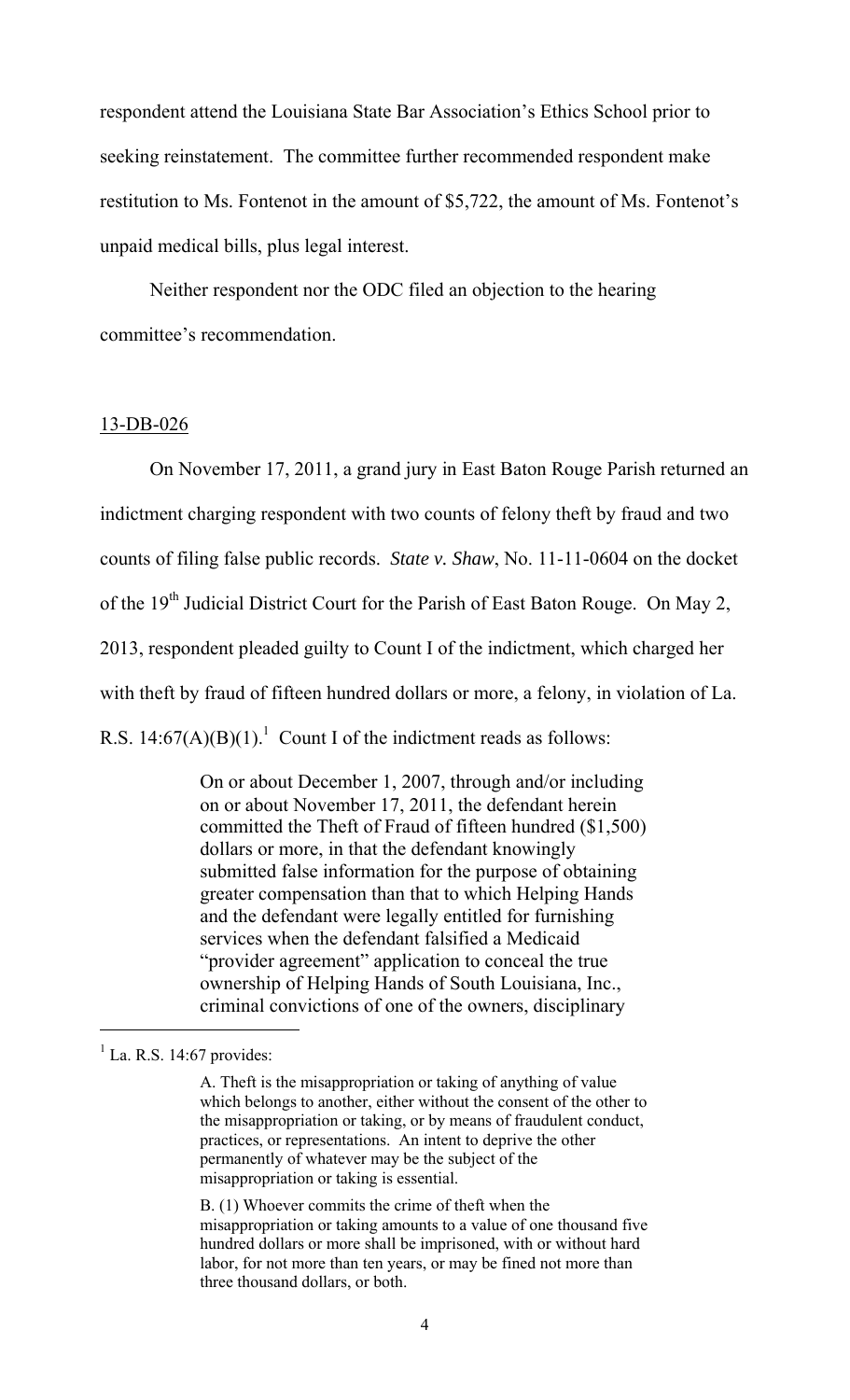respondent attend the Louisiana State Bar Association's Ethics School prior to seeking reinstatement. The committee further recommended respondent make restitution to Ms. Fontenot in the amount of $5,722, the amount of Ms. Fontenot's unpaid medical bills, plus legal interest.

Neither respondent nor the ODC filed an objection to the hearing committee's recommendation.

## 13-DB-026

On November 17, 2011, a grand jury in East Baton Rouge Parish returned an indictment charging respondent with two counts of felony theft by fraud and two counts of filing false public records. *State v. Shaw*, No. 11-11-0604 on the docket of the 19th Judicial District Court for the Parish of East Baton Rouge. On May 2, 2013, respondent pleaded guilty to Count I of the indictment, which charged her with theft by fraud of fifteen hundred dollars or more, a felony, in violation of La. R.S. 14:67(A)(B)(1).[1] Count I of the indictment reads as follows:

> On or about December 1, 2007, through and/or including on or about November 17, 2011, the defendant herein committed the Theft of Fraud of fifteen hundred ($1,500) dollars or more, in that the defendant knowingly submitted false information for the purpose of obtaining greater compensation than that to which Helping Hands and the defendant were legally entitled for furnishing services when the defendant falsified a Medicaid "provider agreement" application to conceal the true ownership of Helping Hands of South Louisiana, Inc., criminal convictions of one of the owners, disciplinary

---

[1] La. R.S. 14:67 provides:

> A. Theft is the misappropriation or taking of anything of value which belongs to another, either without the consent of the other to the misappropriation or taking, or by means of fraudulent conduct, practices, or representations. An intent to deprive the other permanently of whatever may be the subject of the misappropriation or taking is essential.
>
> B. (1) Whoever commits the crime of theft when the misappropriation or taking amounts to a value of one thousand five hundred dollars or more shall be imprisoned, with or without hard labor, for not more than ten years, or may be fined not more than three thousand dollars, or both.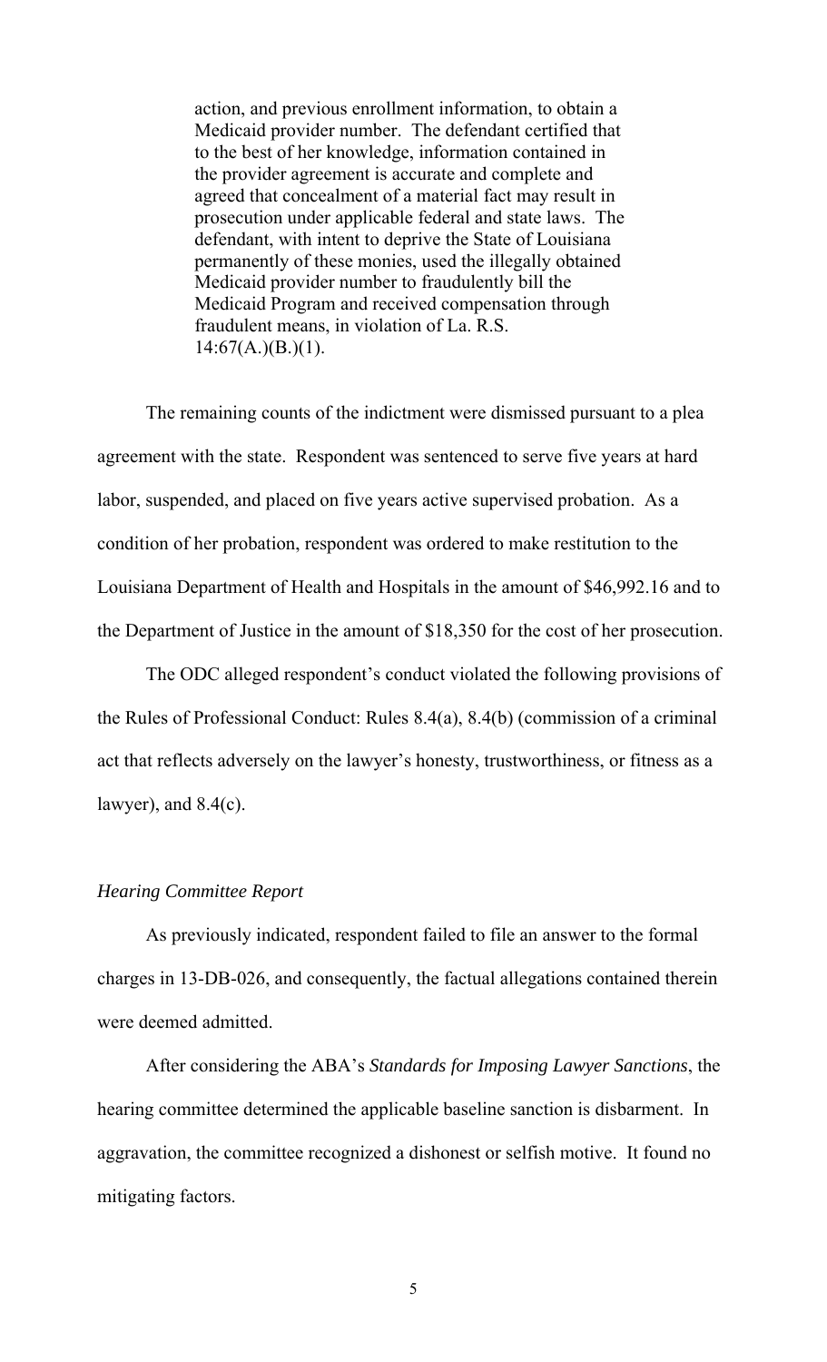> action, and previous enrollment information, to obtain a Medicaid provider number. The defendant certified that to the best of her knowledge, information contained in the provider agreement is accurate and complete and agreed that concealment of a material fact may result in prosecution under applicable federal and state laws. The defendant, with intent to deprive the State of Louisiana permanently of these monies, used the illegally obtained Medicaid provider number to fraudulently bill the Medicaid Program and received compensation through fraudulent means, in violation of La. R.S. 14:67(A.)(B.)(1).

The remaining counts of the indictment were dismissed pursuant to a plea agreement with the state. Respondent was sentenced to serve five years at hard labor, suspended, and placed on five years active supervised probation. As a condition of her probation, respondent was ordered to make restitution to the Louisiana Department of Health and Hospitals in the amount of $46,992.16 and to the Department of Justice in the amount of $18,350 for the cost of her prosecution.

The ODC alleged respondent's conduct violated the following provisions of the Rules of Professional Conduct: Rules 8.4(a), 8.4(b) (commission of a criminal act that reflects adversely on the lawyer's honesty, trustworthiness, or fitness as a lawyer), and 8.4(c).

*Hearing Committee Report*

As previously indicated, respondent failed to file an answer to the formal charges in 13-DB-026, and consequently, the factual allegations contained therein were deemed admitted.

After considering the ABA's *Standards for Imposing Lawyer Sanctions*, the hearing committee determined the applicable baseline sanction is disbarment. In aggravation, the committee recognized a dishonest or selfish motive. It found no mitigating factors.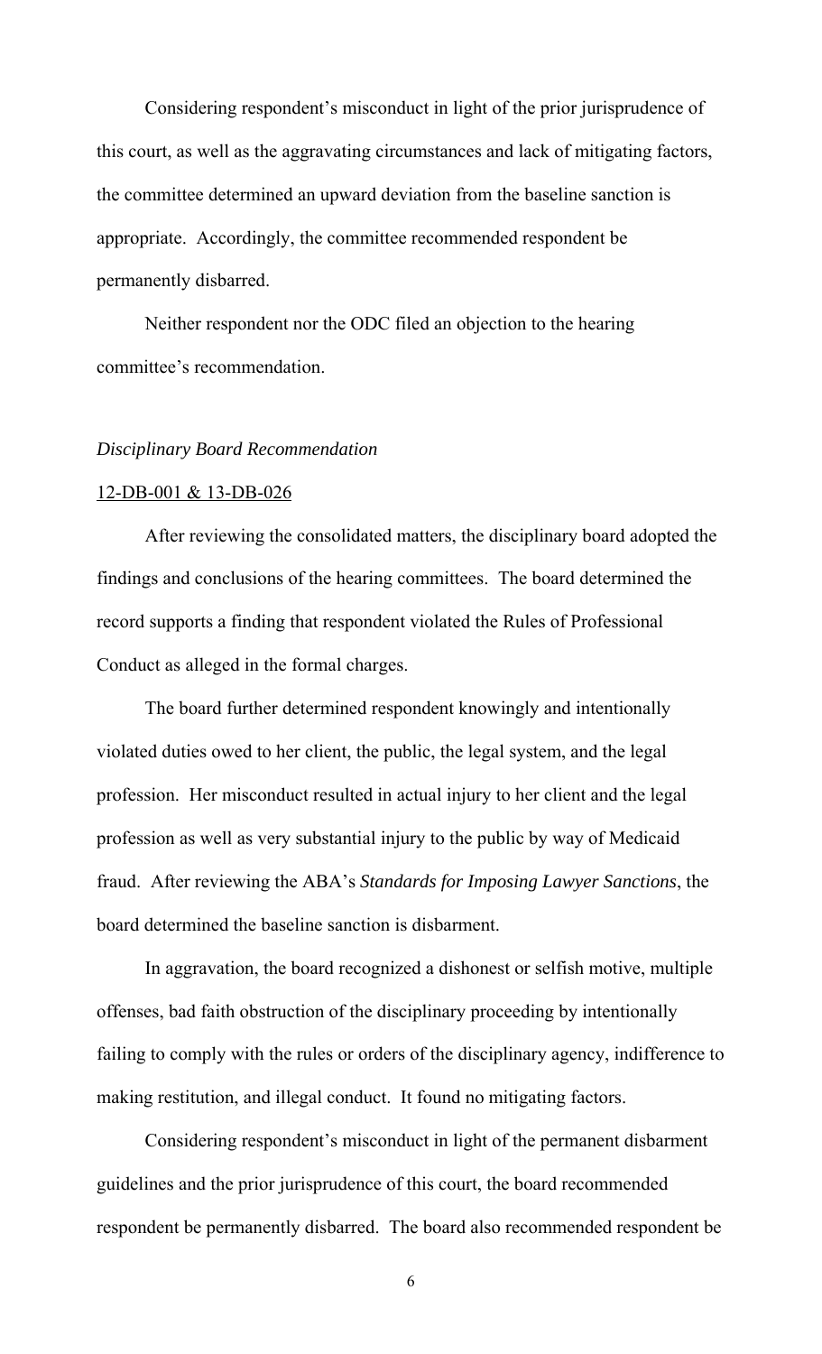Considering respondent's misconduct in light of the prior jurisprudence of this court, as well as the aggravating circumstances and lack of mitigating factors, the committee determined an upward deviation from the baseline sanction is appropriate. Accordingly, the committee recommended respondent be permanently disbarred.

Neither respondent nor the ODC filed an objection to the hearing committee's recommendation.

*Disciplinary Board Recommendation*

12-DB-001 & 13-DB-026

After reviewing the consolidated matters, the disciplinary board adopted the findings and conclusions of the hearing committees. The board determined the record supports a finding that respondent violated the Rules of Professional Conduct as alleged in the formal charges.

The board further determined respondent knowingly and intentionally violated duties owed to her client, the public, the legal system, and the legal profession. Her misconduct resulted in actual injury to her client and the legal profession as well as very substantial injury to the public by way of Medicaid fraud. After reviewing the ABA's *Standards for Imposing Lawyer Sanctions*, the board determined the baseline sanction is disbarment.

In aggravation, the board recognized a dishonest or selfish motive, multiple offenses, bad faith obstruction of the disciplinary proceeding by intentionally failing to comply with the rules or orders of the disciplinary agency, indifference to making restitution, and illegal conduct. It found no mitigating factors.

Considering respondent's misconduct in light of the permanent disbarment guidelines and the prior jurisprudence of this court, the board recommended respondent be permanently disbarred. The board also recommended respondent be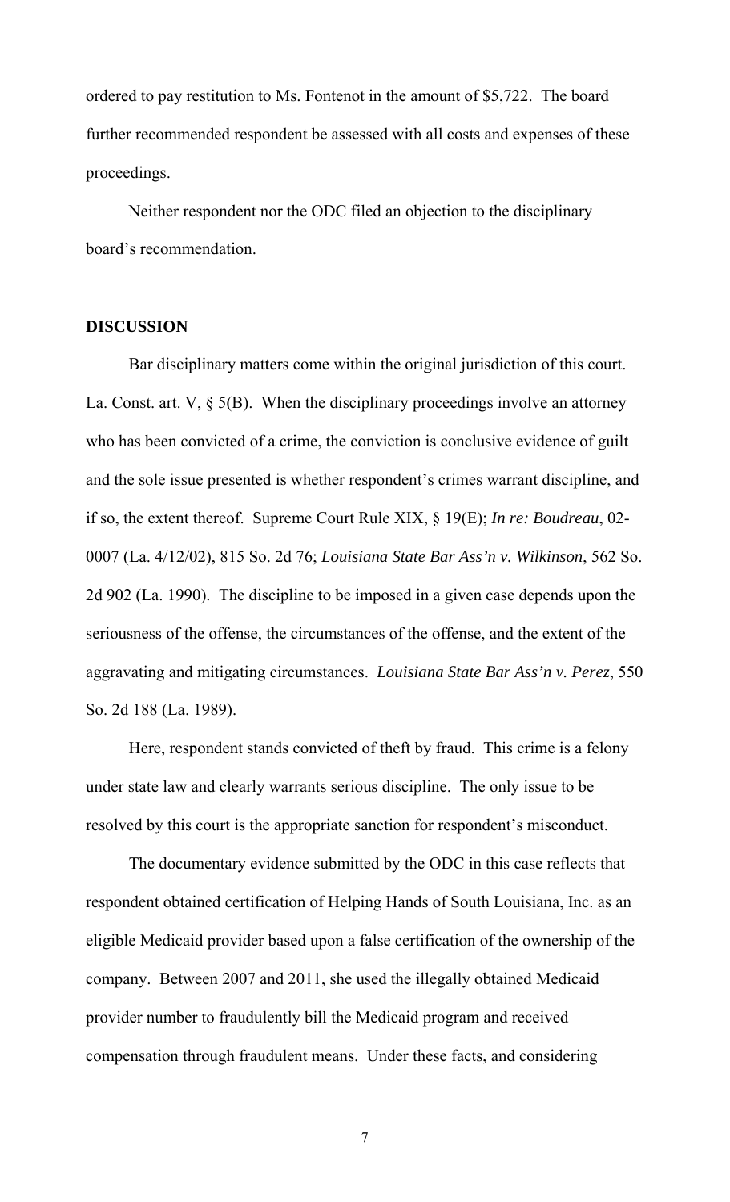ordered to pay restitution to Ms. Fontenot in the amount of $5,722. The board further recommended respondent be assessed with all costs and expenses of these proceedings.

Neither respondent nor the ODC filed an objection to the disciplinary board's recommendation.

## DISCUSSION

Bar disciplinary matters come within the original jurisdiction of this court. La. Const. art. V, § 5(B). When the disciplinary proceedings involve an attorney who has been convicted of a crime, the conviction is conclusive evidence of guilt and the sole issue presented is whether respondent's crimes warrant discipline, and if so, the extent thereof. Supreme Court Rule XIX, § 19(E); *In re: Boudreau*, 02-0007 (La. 4/12/02), 815 So. 2d 76; *Louisiana State Bar Ass'n v. Wilkinson*, 562 So. 2d 902 (La. 1990). The discipline to be imposed in a given case depends upon the seriousness of the offense, the circumstances of the offense, and the extent of the aggravating and mitigating circumstances. *Louisiana State Bar Ass'n v. Perez*, 550 So. 2d 188 (La. 1989).

Here, respondent stands convicted of theft by fraud. This crime is a felony under state law and clearly warrants serious discipline. The only issue to be resolved by this court is the appropriate sanction for respondent's misconduct.

The documentary evidence submitted by the ODC in this case reflects that respondent obtained certification of Helping Hands of South Louisiana, Inc. as an eligible Medicaid provider based upon a false certification of the ownership of the company. Between 2007 and 2011, she used the illegally obtained Medicaid provider number to fraudulently bill the Medicaid program and received compensation through fraudulent means. Under these facts, and considering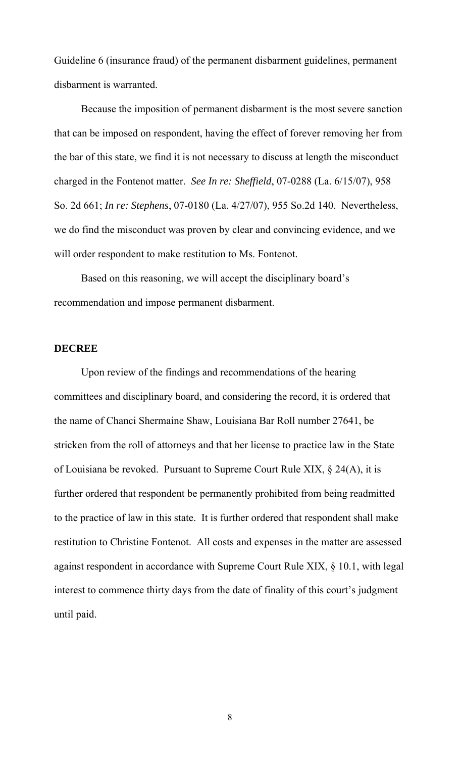Guideline 6 (insurance fraud) of the permanent disbarment guidelines, permanent disbarment is warranted.

Because the imposition of permanent disbarment is the most severe sanction that can be imposed on respondent, having the effect of forever removing her from the bar of this state, we find it is not necessary to discuss at length the misconduct charged in the Fontenot matter. *See In re: Sheffield*, 07-0288 (La. 6/15/07), 958 So. 2d 661; *In re: Stephens*, 07-0180 (La. 4/27/07), 955 So.2d 140. Nevertheless, we do find the misconduct was proven by clear and convincing evidence, and we will order respondent to make restitution to Ms. Fontenot.

Based on this reasoning, we will accept the disciplinary board's recommendation and impose permanent disbarment.

## DECREE

Upon review of the findings and recommendations of the hearing committees and disciplinary board, and considering the record, it is ordered that the name of Chanci Shermaine Shaw, Louisiana Bar Roll number 27641, be stricken from the roll of attorneys and that her license to practice law in the State of Louisiana be revoked. Pursuant to Supreme Court Rule XIX, § 24(A), it is further ordered that respondent be permanently prohibited from being readmitted to the practice of law in this state. It is further ordered that respondent shall make restitution to Christine Fontenot. All costs and expenses in the matter are assessed against respondent in accordance with Supreme Court Rule XIX, § 10.1, with legal interest to commence thirty days from the date of finality of this court's judgment until paid.